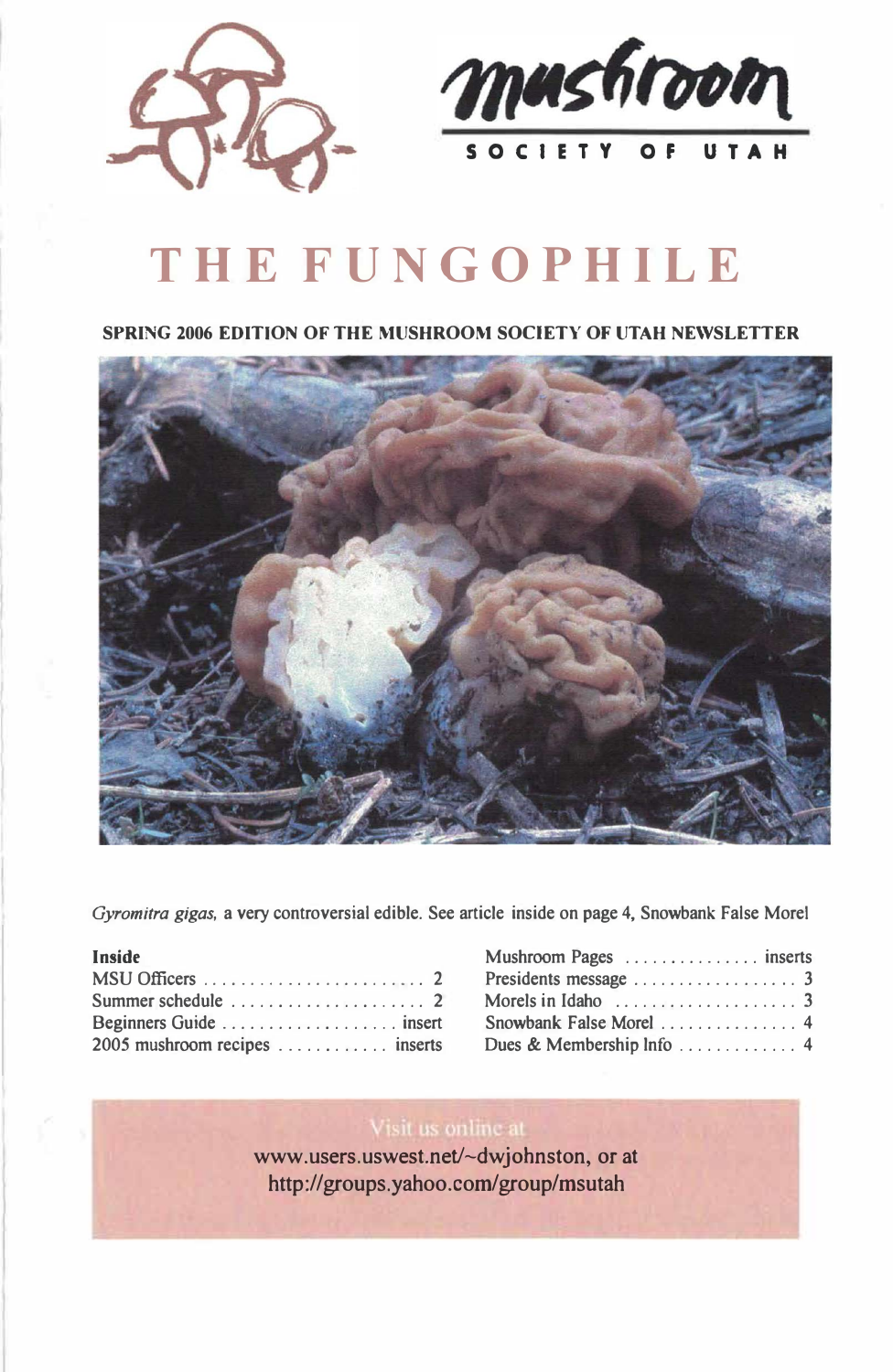mushroom

SOCIETY OF UTAH

# THE FUNGOPHILE

**SPRING 2006 EDITION OF THE MUSHROOM SOCIETY OF UTAH NEWSLETTER**

*Gyromitra gigas,* a very controversial edible. See article inside on page 4, Snowbank False Morel

**Inside**

| | |
|---|---|
| MSU Officers | 2 |
| Summer schedule | 2 |
| Beginners Guide | insert |
| 2005 mushroom recipes | inserts |
| Mushroom Pages | inserts |
| Presidents message | 3 |
| Morels in Idaho | 3 |
| Snowbank False Morel | 4 |
| Dues & Membership Info | 4 |

Visit us online at
www.users.uswest.net/~dwjohnston, or at
http://groups.yahoo.com/group/msutah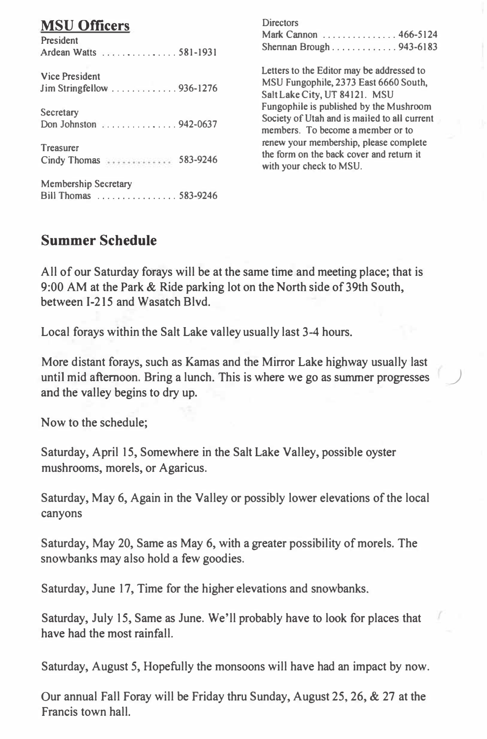## MSU Officers

President
Ardean Watts ............... 581-1931

Vice President
Jim Stringfellow ............. 936-1276

Secretary
Don Johnston ............... 942-0637

Treasurer
Cindy Thomas ............. 583-9246

Membership Secretary
Bill Thomas ................ 583-9246

Directors
Mark Cannon ............... 466-5124
Sherman Brough ............. 943-6183

Letters to the Editor may be addressed to MSU Fungophile, 2373 East 6660 South, Salt Lake City, UT 84121. MSU Fungophile is published by the Mushroom Society of Utah and is mailed to all current members. To become a member or to renew your membership, please complete the form on the back cover and return it with your check to MSU.

## Summer Schedule

All of our Saturday forays will be at the same time and meeting place; that is 9:00 AM at the Park & Ride parking lot on the North side of 39th South, between I-215 and Wasatch Blvd.

Local forays within the Salt Lake valley usually last 3-4 hours.

More distant forays, such as Kamas and the Mirror Lake highway usually last until mid afternoon. Bring a lunch. This is where we go as summer progresses and the valley begins to dry up.

Now to the schedule;

Saturday, April 15, Somewhere in the Salt Lake Valley, possible oyster mushrooms, morels, or Agaricus.

Saturday, May 6, Again in the Valley or possibly lower elevations of the local canyons

Saturday, May 20, Same as May 6, with a greater possibility of morels. The snowbanks may also hold a few goodies.

Saturday, June 17, Time for the higher elevations and snowbanks.

Saturday, July 15, Same as June. We'll probably have to look for places that have had the most rainfall.

Saturday, August 5, Hopefully the monsoons will have had an impact by now.

Our annual Fall Foray will be Friday thru Sunday, August 25, 26, & 27 at the Francis town hall.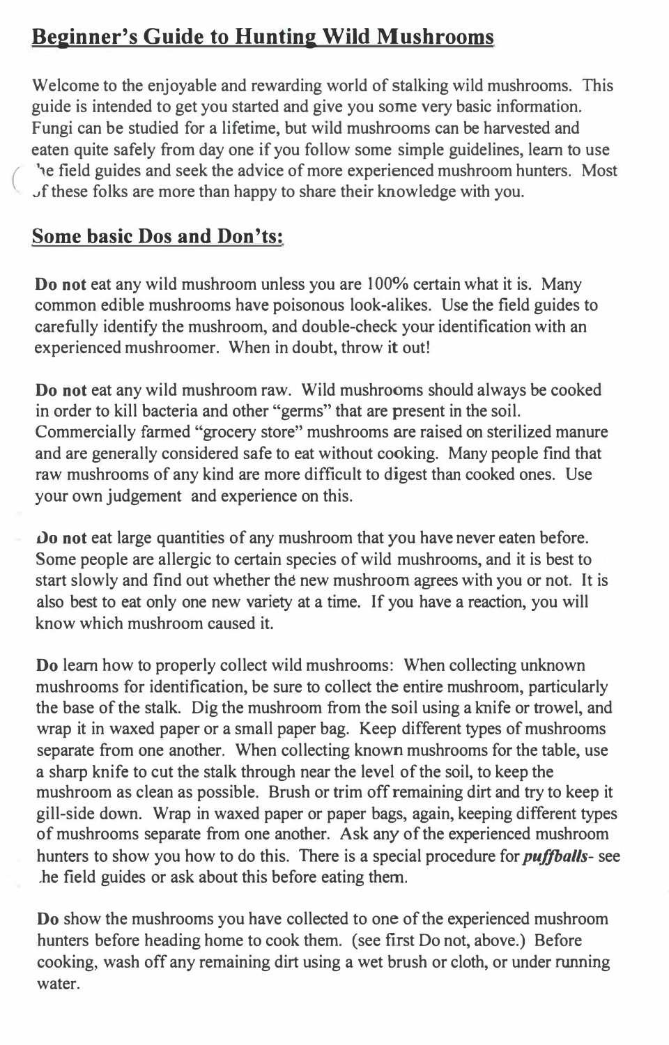## Beginner's Guide to Hunting Wild Mushrooms

Welcome to the enjoyable and rewarding world of stalking wild mushrooms. This guide is intended to get you started and give you some very basic information. Fungi can be studied for a lifetime, but wild mushrooms can be harvested and eaten quite safely from day one if you follow some simple guidelines, learn to use the field guides and seek the advice of more experienced mushroom hunters. Most of these folks are more than happy to share their knowledge with you.

## Some basic Dos and Don'ts:

**Do not** eat any wild mushroom unless you are 100% certain what it is. Many common edible mushrooms have poisonous look-alikes. Use the field guides to carefully identify the mushroom, and double-check your identification with an experienced mushroomer. When in doubt, throw it out!

**Do not** eat any wild mushroom raw. Wild mushrooms should always be cooked in order to kill bacteria and other "germs" that are present in the soil. Commercially farmed "grocery store" mushrooms are raised on sterilized manure and are generally considered safe to eat without cooking. Many people find that raw mushrooms of any kind are more difficult to digest than cooked ones. Use your own judgement and experience on this.

**Do not** eat large quantities of any mushroom that you have never eaten before. Some people are allergic to certain species of wild mushrooms, and it is best to start slowly and find out whether the new mushroom agrees with you or not. It is also best to eat only one new variety at a time. If you have a reaction, you will know which mushroom caused it.

**Do** learn how to properly collect wild mushrooms: When collecting unknown mushrooms for identification, be sure to collect the entire mushroom, particularly the base of the stalk. Dig the mushroom from the soil using a knife or trowel, and wrap it in waxed paper or a small paper bag. Keep different types of mushrooms separate from one another. When collecting known mushrooms for the table, use a sharp knife to cut the stalk through near the level of the soil, to keep the mushroom as clean as possible. Brush or trim off remaining dirt and try to keep it gill-side down. Wrap in waxed paper or paper bags, again, keeping different types of mushrooms separate from one another. Ask any of the experienced mushroom hunters to show you how to do this. There is a special procedure for ***puffballs***- see the field guides or ask about this before eating them.

**Do** show the mushrooms you have collected to one of the experienced mushroom hunters before heading home to cook them. (see first Do not, above.) Before cooking, wash off any remaining dirt using a wet brush or cloth, or under running water.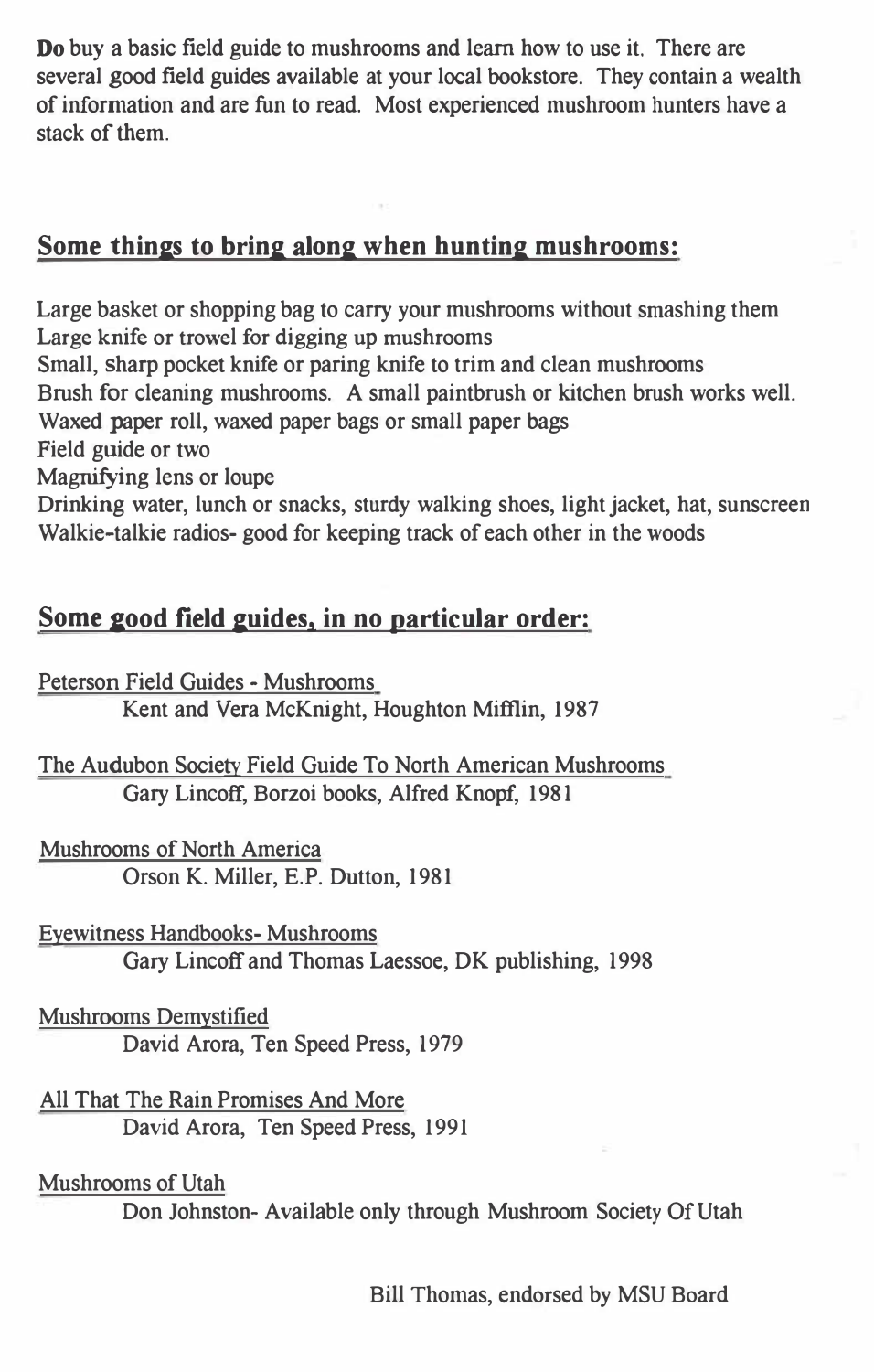**Do** buy a basic field guide to mushrooms and learn how to use it. There are several good field guides available at your local bookstore. They contain a wealth of information and are fun to read. Most experienced mushroom hunters have a stack of them.

## Some things to bring along when hunting mushrooms:

Large basket or shopping bag to carry your mushrooms without smashing them
Large knife or trowel for digging up mushrooms
Small, sharp pocket knife or paring knife to trim and clean mushrooms
Brush for cleaning mushrooms. A small paintbrush or kitchen brush works well.
Waxed paper roll, waxed paper bags or small paper bags
Field guide or two
Magnifying lens or loupe
Drinking water, lunch or snacks, sturdy walking shoes, light jacket, hat, sunscreen
Walkie-talkie radios- good for keeping track of each other in the woods

## Some good field guides, in no particular order:

Peterson Field Guides - Mushrooms
Kent and Vera McKnight, Houghton Mifflin, 1987

The Audubon Society Field Guide To North American Mushrooms
Gary Lincoff, Borzoi books, Alfred Knopf, 1981

Mushrooms of North America
Orson K. Miller, E.P. Dutton, 1981

Eyewitness Handbooks- Mushrooms
Gary Lincoff and Thomas Laessoe, DK publishing, 1998

Mushrooms Demystified
David Arora, Ten Speed Press, 1979

All That The Rain Promises And More
David Arora, Ten Speed Press, 1991

Mushrooms of Utah
Don Johnston- Available only through Mushroom Society Of Utah

Bill Thomas, endorsed by MSU Board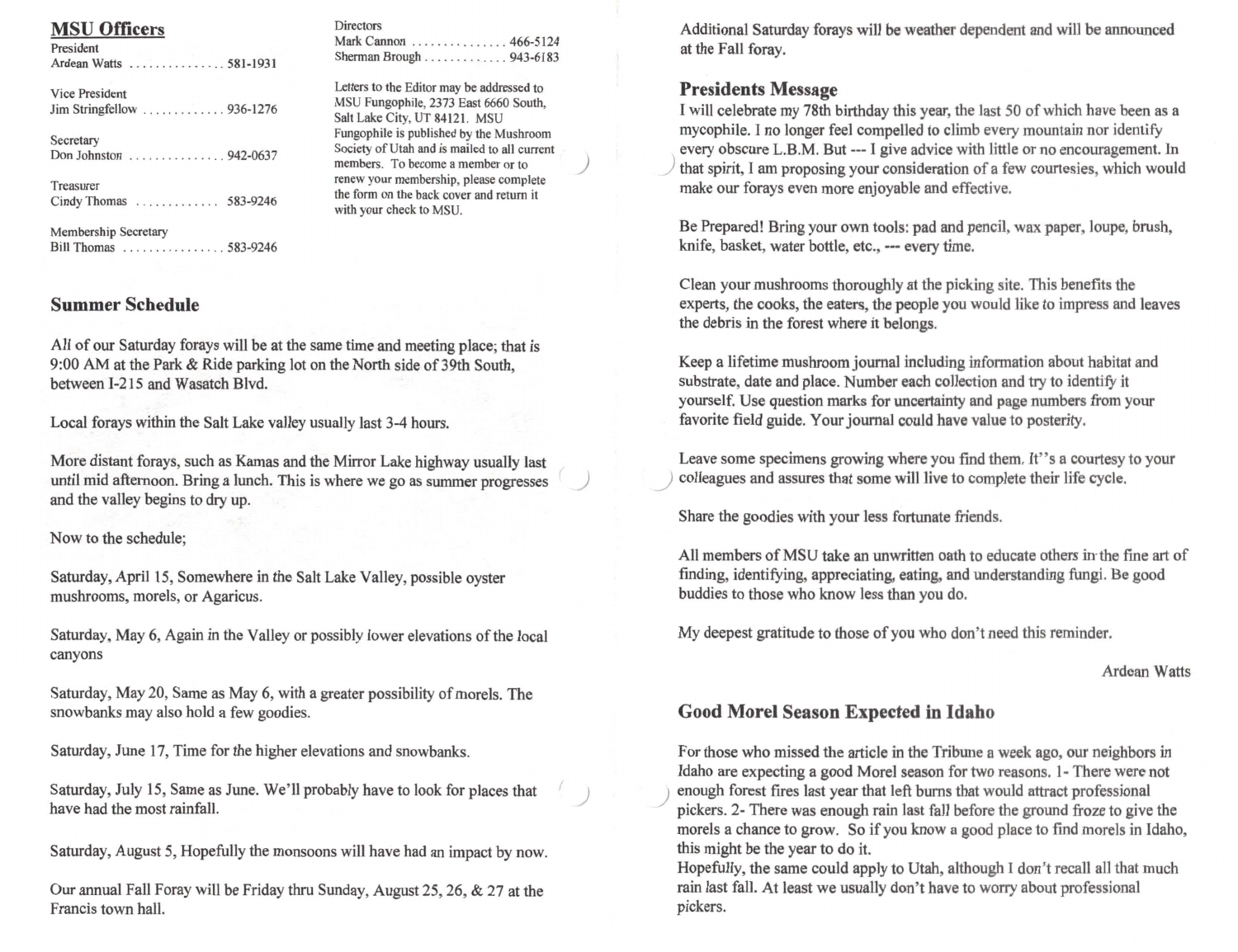## MSU Officers

President
Ardean Watts ............... 581-1931

Vice President
Jim Stringfellow ............. 936-1276

Secretary
Don Johnston ............... 942-0637

Treasurer
Cindy Thomas ............. 583-9246

Membership Secretary
Bill Thomas ................ 583-9246

Directors
Mark Cannon ............... 466-5124
Sherman Brough ............. 943-6183

Letters to the Editor may be addressed to MSU Fungophile, 2373 East 6660 South, Salt Lake City, UT 84121. MSU Fungophile is published by the Mushroom Society of Utah and is mailed to all current members. To become a member or to renew your membership, please complete the form on the back cover and return it with your check to MSU.

## Summer Schedule

All of our Saturday forays will be at the same time and meeting place; that is 9:00 AM at the Park & Ride parking lot on the North side of 39th South, between I-215 and Wasatch Blvd.

Local forays within the Salt Lake valley usually last 3-4 hours.

More distant forays, such as Kamas and the Mirror Lake highway usually last until mid afternoon. Bring a lunch. This is where we go as summer progresses and the valley begins to dry up.

Now to the schedule;

Saturday, April 15, Somewhere in the Salt Lake Valley, possible oyster mushrooms, morels, or Agaricus.

Saturday, May 6, Again in the Valley or possibly lower elevations of the local canyons

Saturday, May 20, Same as May 6, with a greater possibility of morels. The snowbanks may also hold a few goodies.

Saturday, June 17, Time for the higher elevations and snowbanks.

Saturday, July 15, Same as June. We'll probably have to look for places that have had the most rainfall.

Saturday, August 5, Hopefully the monsoons will have had an impact by now.

Our annual Fall Foray will be Friday thru Sunday, August 25, 26, & 27 at the Francis town hall.

Additional Saturday forays will be weather dependent and will be announced at the Fall foray.

## Presidents Message

I will celebrate my 78th birthday this year, the last 50 of which have been as a mycophile. I no longer feel compelled to climb every mountain nor identify every obscure L.B.M. But --- I give advice with little or no encouragement. In that spirit, I am proposing your consideration of a few courtesies, which would make our forays even more enjoyable and effective.

Be Prepared! Bring your own tools: pad and pencil, wax paper, loupe, brush, knife, basket, water bottle, etc., --- every time.

Clean your mushrooms thoroughly at the picking site. This benefits the experts, the cooks, the eaters, the people you would like to impress and leaves the debris in the forest where it belongs.

Keep a lifetime mushroom journal including information about habitat and substrate, date and place. Number each collection and try to identify it yourself. Use question marks for uncertainty and page numbers from your favorite field guide. Your journal could have value to posterity.

Leave some specimens growing where you find them. It''s a courtesy to your colleagues and assures that some will live to complete their life cycle.

Share the goodies with your less fortunate friends.

All members of MSU take an unwritten oath to educate others in the fine art of finding, identifying, appreciating, eating, and understanding fungi. Be good buddies to those who know less than you do.

My deepest gratitude to those of you who don't need this reminder.

Ardean Watts

## Good Morel Season Expected in Idaho

For those who missed the article in the Tribune a week ago, our neighbors in Idaho are expecting a good Morel season for two reasons. 1- There were not enough forest fires last year that left burns that would attract professional pickers. 2- There was enough rain last fall before the ground froze to give the morels a chance to grow. So if you know a good place to find morels in Idaho, this might be the year to do it.
Hopefully, the same could apply to Utah, although I don't recall all that much rain last fall. At least we usually don't have to worry about professional pickers.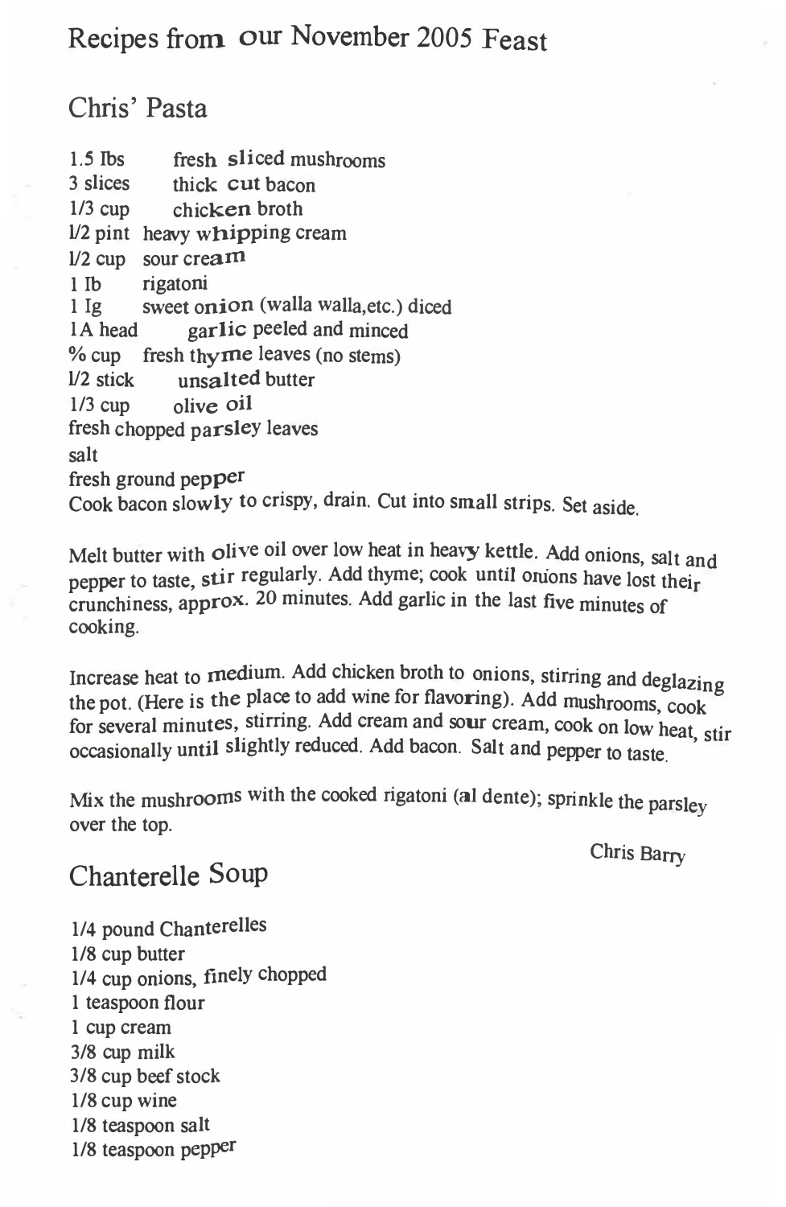# Recipes from our November 2005 Feast

## Chris' Pasta

1.5 lbs fresh sliced mushrooms
3 slices thick cut bacon
1/3 cup chicken broth
1/2 pint heavy whipping cream
1/2 cup sour cream
1 lb rigatoni
1 lg sweet onion (walla walla,etc.) diced
1A head garlic peeled and minced
% cup fresh thyme leaves (no stems)
1/2 stick unsalted butter
1/3 cup olive oil
fresh chopped parsley leaves
salt
fresh ground pepper

Cook bacon slowly to crispy, drain. Cut into small strips. Set aside.

Melt butter with olive oil over low heat in heavy kettle. Add onions, salt and pepper to taste, stir regularly. Add thyme; cook until onions have lost their crunchiness, approx. 20 minutes. Add garlic in the last five minutes of cooking.

Increase heat to medium. Add chicken broth to onions, stirring and deglazing the pot. (Here is the place to add wine for flavoring). Add mushrooms, cook for several minutes, stirring. Add cream and sour cream, cook on low heat, stir occasionally until slightly reduced. Add bacon. Salt and pepper to taste.

Mix the mushrooms with the cooked rigatoni (al dente); sprinkle the parsley over the top.

Chris Barry

## Chanterelle Soup

1/4 pound Chanterelles
1/8 cup butter
1/4 cup onions, finely chopped
1 teaspoon flour
1 cup cream
3/8 cup milk
3/8 cup beef stock
1/8 cup wine
1/8 teaspoon salt
1/8 teaspoon pepper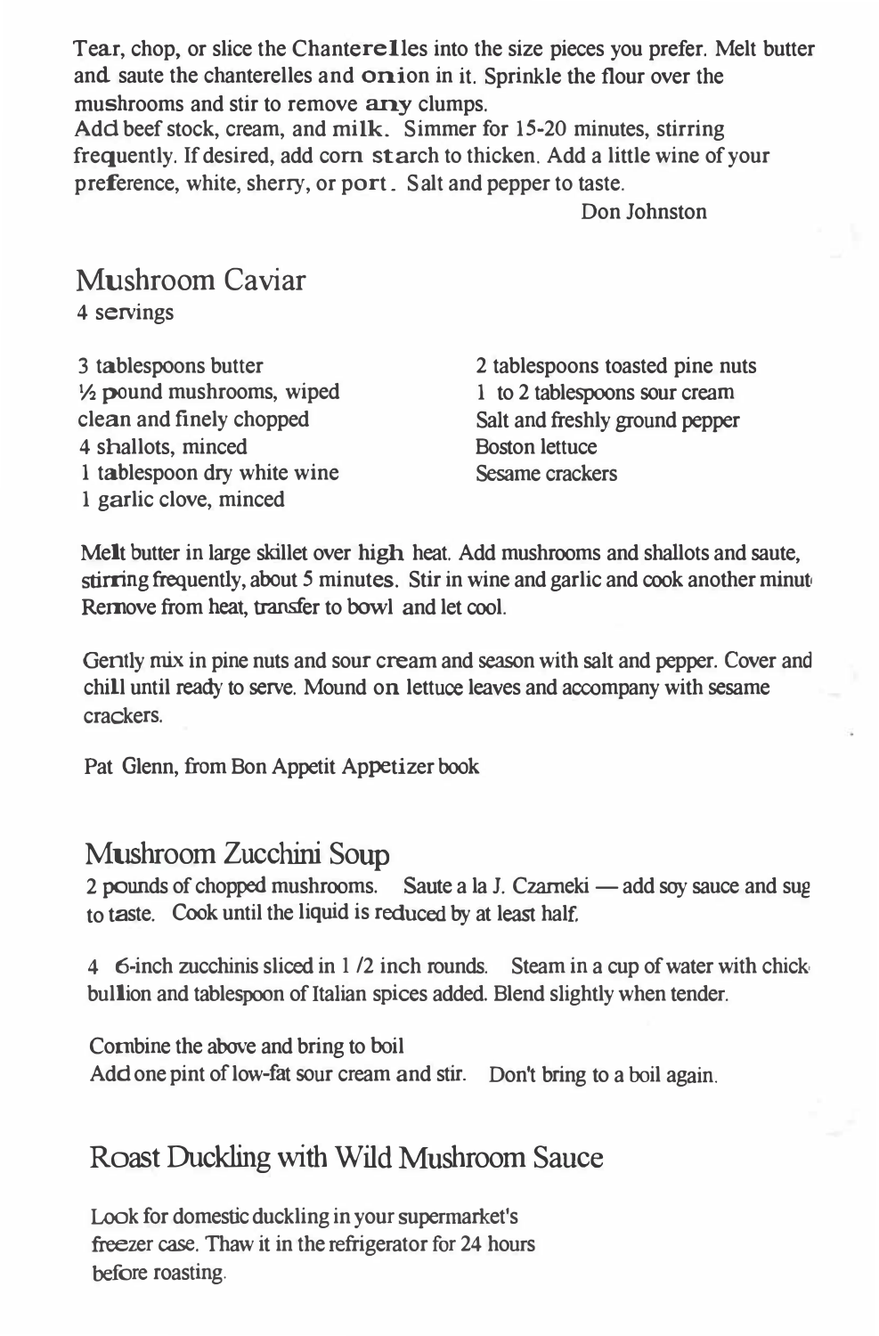Tear, chop, or slice the Chanterelles into the size pieces you prefer. Melt butter and saute the chanterelles and onion in it. Sprinkle the flour over the mushrooms and stir to remove any clumps.
Add beef stock, cream, and milk. Simmer for 15-20 minutes, stirring frequently. If desired, add corn starch to thicken. Add a little wine of your preference, white, sherry, or port. Salt and pepper to taste.

Don Johnston

## Mushroom Caviar

4 servings

3 tablespoons butter
½ pound mushrooms, wiped clean and finely chopped
4 shallots, minced
1 tablespoon dry white wine
1 garlic clove, minced
2 tablespoons toasted pine nuts
1 to 2 tablespoons sour cream
Salt and freshly ground pepper
Boston lettuce
Sesame crackers

Melt butter in large skillet over high heat. Add mushrooms and shallots and saute, stirring frequently, about 5 minutes. Stir in wine and garlic and cook another minut Remove from heat, transfer to bowl and let cool.

Gently mix in pine nuts and sour cream and season with salt and pepper. Cover and chill until ready to serve. Mound on lettuce leaves and accompany with sesame crackers.

Pat Glenn, from Bon Appetit Appetizer book

## Mushroom Zucchini Soup

2 pounds of chopped mushrooms. Saute a la J. Czarneki — add soy sauce and sug to taste. Cook until the liquid is reduced by at least half.

4 6-inch zucchinis sliced in 1 /2 inch rounds. Steam in a cup of water with chick bullion and tablespoon of Italian spices added. Blend slightly when tender.

Combine the above and bring to boil
Add one pint of low-fat sour cream and stir. Don't bring to a boil again.

## Roast Duckling with Wild Mushroom Sauce

Look for domestic duckling in your supermarket's freezer case. Thaw it in the refrigerator for 24 hours before roasting.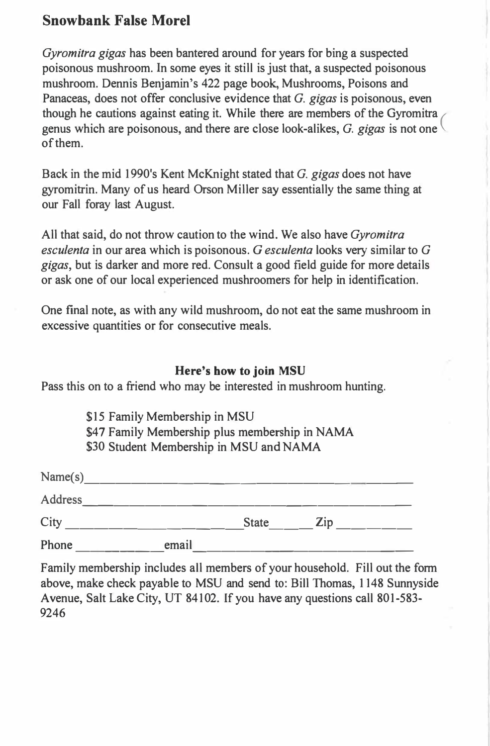## Snowbank False Morel

*Gyromitra gigas* has been bantered around for years for bing a suspected poisonous mushroom. In some eyes it still is just that, a suspected poisonous mushroom. Dennis Benjamin's 422 page book, Mushrooms, Poisons and Panaceas, does not offer conclusive evidence that *G. gigas* is poisonous, even though he cautions against eating it. While there are members of the Gyromitra genus which are poisonous, and there are close look-alikes, *G. gigas* is not one of them.

Back in the mid 1990's Kent McKnight stated that *G. gigas* does not have gyromitrin. Many of us heard Orson Miller say essentially the same thing at our Fall foray last August.

All that said, do not throw caution to the wind. We also have *Gyromitra esculenta* in our area which is poisonous. *G esculenta* looks very similar to *G gigas*, but is darker and more red. Consult a good field guide for more details or ask one of our local experienced mushroomers for help in identification.

One final note, as with any wild mushroom, do not eat the same mushroom in excessive quantities or for consecutive meals.

**Here's how to join MSU**

Pass this on to a friend who may be interested in mushroom hunting.

$15 Family Membership in MSU
$47 Family Membership plus membership in NAMA
$30 Student Membership in MSU and NAMA

Name(s)\_\_\_\_\_\_\_\_\_\_\_\_\_\_\_\_\_\_\_\_\_\_\_\_\_\_\_\_\_\_\_\_\_\_\_\_\_\_\_\_

Address\_\_\_\_\_\_\_\_\_\_\_\_\_\_\_\_\_\_\_\_\_\_\_\_\_\_\_\_\_\_\_\_\_\_\_\_\_\_\_\_

City \_\_\_\_\_\_\_\_\_\_\_\_\_\_\_\_\_\_\_\_\_\_\_\_ State\_\_\_\_\_ Zip \_\_\_\_\_\_\_\_\_\_

Phone \_\_\_\_\_\_\_\_\_\_\_\_ email\_\_\_\_\_\_\_\_\_\_\_\_\_\_\_\_\_\_\_\_\_\_\_\_\_\_\_\_

Family membership includes all members of your household. Fill out the form above, make check payable to MSU and send to: Bill Thomas, 1148 Sunnyside Avenue, Salt Lake City, UT 84102. If you have any questions call 801-583-9246